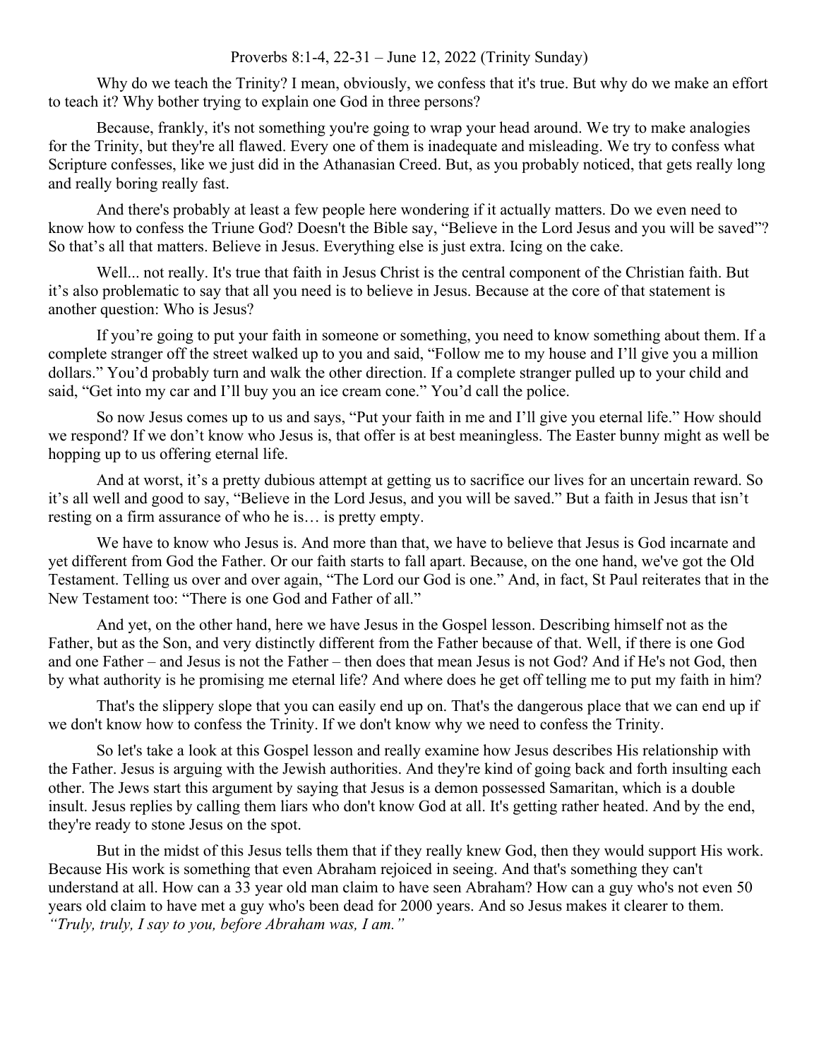Proverbs 8:1-4, 22-31 – June 12, 2022 (Trinity Sunday)

Why do we teach the Trinity? I mean, obviously, we confess that it's true. But why do we make an effort to teach it? Why bother trying to explain one God in three persons?

Because, frankly, it's not something you're going to wrap your head around. We try to make analogies for the Trinity, but they're all flawed. Every one of them is inadequate and misleading. We try to confess what Scripture confesses, like we just did in the Athanasian Creed. But, as you probably noticed, that gets really long and really boring really fast.

And there's probably at least a few people here wondering if it actually matters. Do we even need to know how to confess the Triune God? Doesn't the Bible say, "Believe in the Lord Jesus and you will be saved"? So that's all that matters. Believe in Jesus. Everything else is just extra. Icing on the cake.

Well... not really. It's true that faith in Jesus Christ is the central component of the Christian faith. But it's also problematic to say that all you need is to believe in Jesus. Because at the core of that statement is another question: Who is Jesus?

If you're going to put your faith in someone or something, you need to know something about them. If a complete stranger off the street walked up to you and said, "Follow me to my house and I'll give you a million dollars." You'd probably turn and walk the other direction. If a complete stranger pulled up to your child and said, "Get into my car and I'll buy you an ice cream cone." You'd call the police.

So now Jesus comes up to us and says, "Put your faith in me and I'll give you eternal life." How should we respond? If we don't know who Jesus is, that offer is at best meaningless. The Easter bunny might as well be hopping up to us offering eternal life.

And at worst, it's a pretty dubious attempt at getting us to sacrifice our lives for an uncertain reward. So it's all well and good to say, "Believe in the Lord Jesus, and you will be saved." But a faith in Jesus that isn't resting on a firm assurance of who he is… is pretty empty.

We have to know who Jesus is. And more than that, we have to believe that Jesus is God incarnate and yet different from God the Father. Or our faith starts to fall apart. Because, on the one hand, we've got the Old Testament. Telling us over and over again, "The Lord our God is one." And, in fact, St Paul reiterates that in the New Testament too: "There is one God and Father of all."

And yet, on the other hand, here we have Jesus in the Gospel lesson. Describing himself not as the Father, but as the Son, and very distinctly different from the Father because of that. Well, if there is one God and one Father – and Jesus is not the Father – then does that mean Jesus is not God? And if He's not God, then by what authority is he promising me eternal life? And where does he get off telling me to put my faith in him?

That's the slippery slope that you can easily end up on. That's the dangerous place that we can end up if we don't know how to confess the Trinity. If we don't know why we need to confess the Trinity.

So let's take a look at this Gospel lesson and really examine how Jesus describes His relationship with the Father. Jesus is arguing with the Jewish authorities. And they're kind of going back and forth insulting each other. The Jews start this argument by saying that Jesus is a demon possessed Samaritan, which is a double insult. Jesus replies by calling them liars who don't know God at all. It's getting rather heated. And by the end, they're ready to stone Jesus on the spot.

But in the midst of this Jesus tells them that if they really knew God, then they would support His work. Because His work is something that even Abraham rejoiced in seeing. And that's something they can't understand at all. How can a 33 year old man claim to have seen Abraham? How can a guy who's not even 50 years old claim to have met a guy who's been dead for 2000 years. And so Jesus makes it clearer to them. *"Truly, truly, I say to you, before Abraham was, I am."*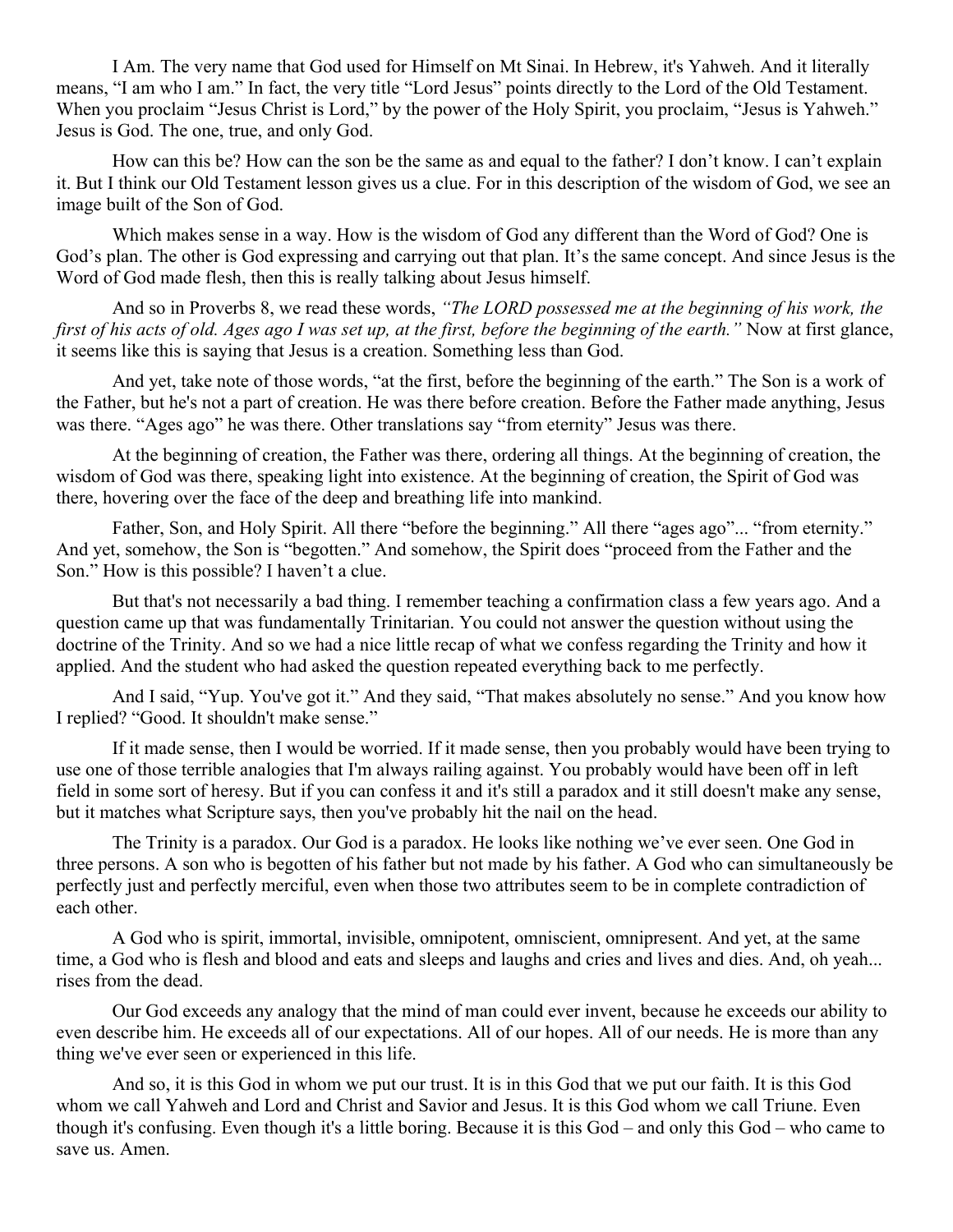I Am. The very name that God used for Himself on Mt Sinai. In Hebrew, it's Yahweh. And it literally means, "I am who I am." In fact, the very title "Lord Jesus" points directly to the Lord of the Old Testament. When you proclaim "Jesus Christ is Lord," by the power of the Holy Spirit, you proclaim, "Jesus is Yahweh." Jesus is God. The one, true, and only God.

How can this be? How can the son be the same as and equal to the father? I don't know. I can't explain it. But I think our Old Testament lesson gives us a clue. For in this description of the wisdom of God, we see an image built of the Son of God.

Which makes sense in a way. How is the wisdom of God any different than the Word of God? One is God's plan. The other is God expressing and carrying out that plan. It's the same concept. And since Jesus is the Word of God made flesh, then this is really talking about Jesus himself.

And so in Proverbs 8, we read these words, *"The LORD possessed me at the beginning of his work, the first of his acts of old. Ages ago I was set up, at the first, before the beginning of the earth."* Now at first glance, it seems like this is saying that Jesus is a creation. Something less than God.

And yet, take note of those words, "at the first, before the beginning of the earth." The Son is a work of the Father, but he's not a part of creation. He was there before creation. Before the Father made anything, Jesus was there. "Ages ago" he was there. Other translations say "from eternity" Jesus was there.

At the beginning of creation, the Father was there, ordering all things. At the beginning of creation, the wisdom of God was there, speaking light into existence. At the beginning of creation, the Spirit of God was there, hovering over the face of the deep and breathing life into mankind.

Father, Son, and Holy Spirit. All there "before the beginning." All there "ages ago"... "from eternity." And yet, somehow, the Son is "begotten." And somehow, the Spirit does "proceed from the Father and the Son." How is this possible? I haven't a clue.

But that's not necessarily a bad thing. I remember teaching a confirmation class a few years ago. And a question came up that was fundamentally Trinitarian. You could not answer the question without using the doctrine of the Trinity. And so we had a nice little recap of what we confess regarding the Trinity and how it applied. And the student who had asked the question repeated everything back to me perfectly.

And I said, "Yup. You've got it." And they said, "That makes absolutely no sense." And you know how I replied? "Good. It shouldn't make sense."

If it made sense, then I would be worried. If it made sense, then you probably would have been trying to use one of those terrible analogies that I'm always railing against. You probably would have been off in left field in some sort of heresy. But if you can confess it and it's still a paradox and it still doesn't make any sense, but it matches what Scripture says, then you've probably hit the nail on the head.

The Trinity is a paradox. Our God is a paradox. He looks like nothing we've ever seen. One God in three persons. A son who is begotten of his father but not made by his father. A God who can simultaneously be perfectly just and perfectly merciful, even when those two attributes seem to be in complete contradiction of each other.

A God who is spirit, immortal, invisible, omnipotent, omniscient, omnipresent. And yet, at the same time, a God who is flesh and blood and eats and sleeps and laughs and cries and lives and dies. And, oh yeah... rises from the dead.

Our God exceeds any analogy that the mind of man could ever invent, because he exceeds our ability to even describe him. He exceeds all of our expectations. All of our hopes. All of our needs. He is more than any thing we've ever seen or experienced in this life.

And so, it is this God in whom we put our trust. It is in this God that we put our faith. It is this God whom we call Yahweh and Lord and Christ and Savior and Jesus. It is this God whom we call Triune. Even though it's confusing. Even though it's a little boring. Because it is this God – and only this God – who came to save us. Amen.